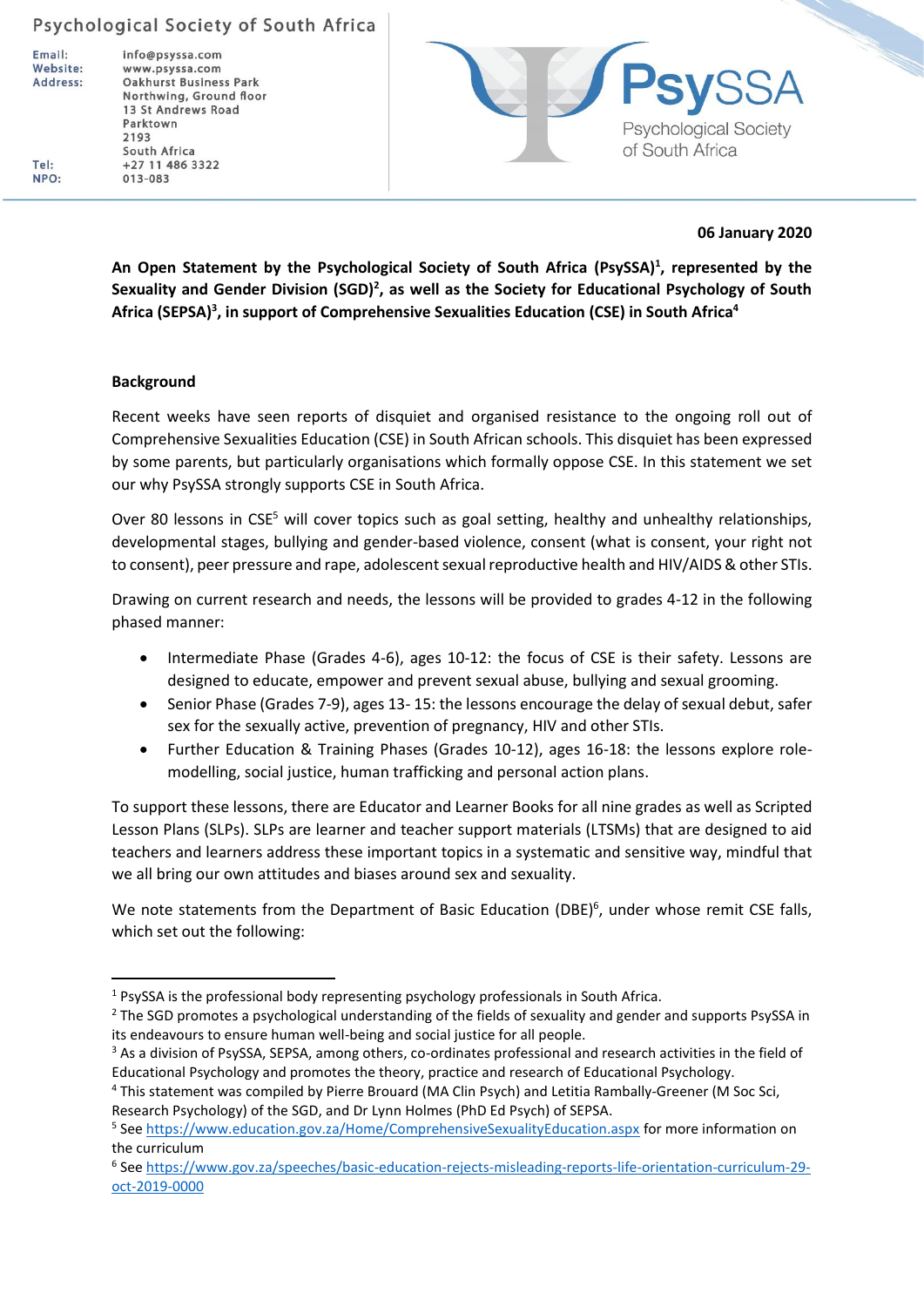Psychological Society of South Africa

Email: info@psyssa.com
Website: www.psyssa.com
Address: Oakhurst Business Park
Northwing, Ground floor
13 St Andrews Road
Parktown
2193
South Africa
Tel: +27 11 486 3322
NPO: 013-083

PsySSA
Psychological Society of South Africa

**06 January 2020**

**An Open Statement by the Psychological Society of South Africa (PsySSA)[1], represented by the Sexuality and Gender Division (SGD)[2], as well as the Society for Educational Psychology of South Africa (SEPSA)[3], in support of Comprehensive Sexualities Education (CSE) in South Africa[4]**

**Background**

Recent weeks have seen reports of disquiet and organised resistance to the ongoing roll out of Comprehensive Sexualities Education (CSE) in South African schools. This disquiet has been expressed by some parents, but particularly organisations which formally oppose CSE. In this statement we set our why PsySSA strongly supports CSE in South Africa.

Over 80 lessons in CSE[5] will cover topics such as goal setting, healthy and unhealthy relationships, developmental stages, bullying and gender-based violence, consent (what is consent, your right not to consent), peer pressure and rape, adolescent sexual reproductive health and HIV/AIDS & other STIs.

Drawing on current research and needs, the lessons will be provided to grades 4-12 in the following phased manner:

- Intermediate Phase (Grades 4-6), ages 10-12: the focus of CSE is their safety. Lessons are designed to educate, empower and prevent sexual abuse, bullying and sexual grooming.
- Senior Phase (Grades 7-9), ages 13- 15: the lessons encourage the delay of sexual debut, safer sex for the sexually active, prevention of pregnancy, HIV and other STIs.
- Further Education & Training Phases (Grades 10-12), ages 16-18: the lessons explore role-modelling, social justice, human trafficking and personal action plans.

To support these lessons, there are Educator and Learner Books for all nine grades as well as Scripted Lesson Plans (SLPs). SLPs are learner and teacher support materials (LTSMs) that are designed to aid teachers and learners address these important topics in a systematic and sensitive way, mindful that we all bring our own attitudes and biases around sex and sexuality.

We note statements from the Department of Basic Education (DBE)[6], under whose remit CSE falls, which set out the following:

---

[1] PsySSA is the professional body representing psychology professionals in South Africa.

[2] The SGD promotes a psychological understanding of the fields of sexuality and gender and supports PsySSA in its endeavours to ensure human well-being and social justice for all people.

[3] As a division of PsySSA, SEPSA, among others, co-ordinates professional and research activities in the field of Educational Psychology and promotes the theory, practice and research of Educational Psychology.

[4] This statement was compiled by Pierre Brouard (MA Clin Psych) and Letitia Rambally-Greener (M Soc Sci, Research Psychology) of the SGD, and Dr Lynn Holmes (PhD Ed Psych) of SEPSA.

[5] See https://www.education.gov.za/Home/ComprehensiveSexualityEducation.aspx for more information on the curriculum

[6] See https://www.gov.za/speeches/basic-education-rejects-misleading-reports-life-orientation-curriculum-29-oct-2019-0000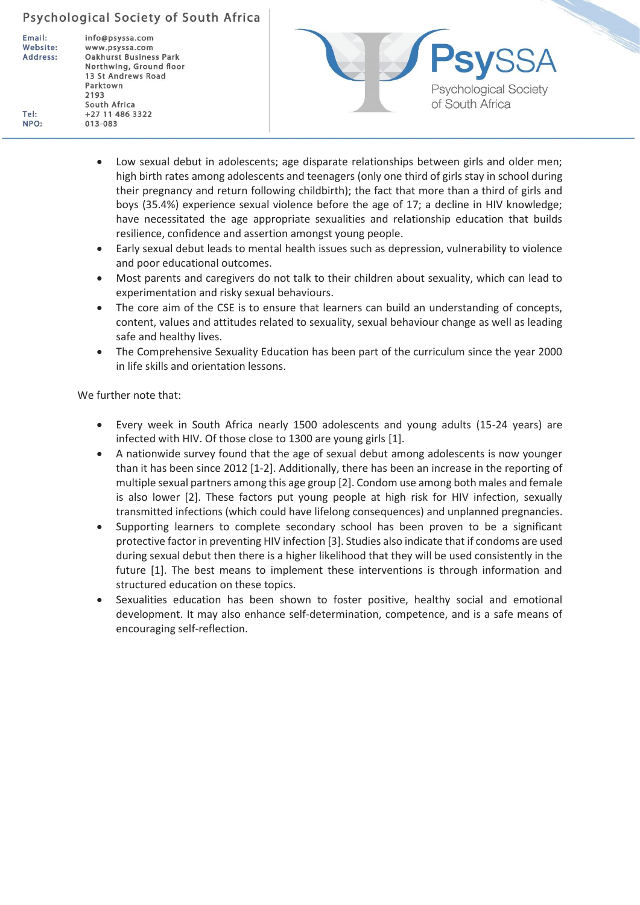- Low sexual debut in adolescents; age disparate relationships between girls and older men; high birth rates among adolescents and teenagers (only one third of girls stay in school during their pregnancy and return following childbirth); the fact that more than a third of girls and boys (35.4%) experience sexual violence before the age of 17; a decline in HIV knowledge; have necessitated the age appropriate sexualities and relationship education that builds resilience, confidence and assertion amongst young people.
- Early sexual debut leads to mental health issues such as depression, vulnerability to violence and poor educational outcomes.
- Most parents and caregivers do not talk to their children about sexuality, which can lead to experimentation and risky sexual behaviours.
- The core aim of the CSE is to ensure that learners can build an understanding of concepts, content, values and attitudes related to sexuality, sexual behaviour change as well as leading safe and healthy lives.
- The Comprehensive Sexuality Education has been part of the curriculum since the year 2000 in life skills and orientation lessons.

We further note that:

- Every week in South Africa nearly 1500 adolescents and young adults (15-24 years) are infected with HIV. Of those close to 1300 are young girls [1].
- A nationwide survey found that the age of sexual debut among adolescents is now younger than it has been since 2012 [1-2]. Additionally, there has been an increase in the reporting of multiple sexual partners among this age group [2]. Condom use among both males and female is also lower [2]. These factors put young people at high risk for HIV infection, sexually transmitted infections (which could have lifelong consequences) and unplanned pregnancies.
- Supporting learners to complete secondary school has been proven to be a significant protective factor in preventing HIV infection [3]. Studies also indicate that if condoms are used during sexual debut then there is a higher likelihood that they will be used consistently in the future [1]. The best means to implement these interventions is through information and structured education on these topics.
- Sexualities education has been shown to foster positive, healthy social and emotional development. It may also enhance self-determination, competence, and is a safe means of encouraging self-reflection.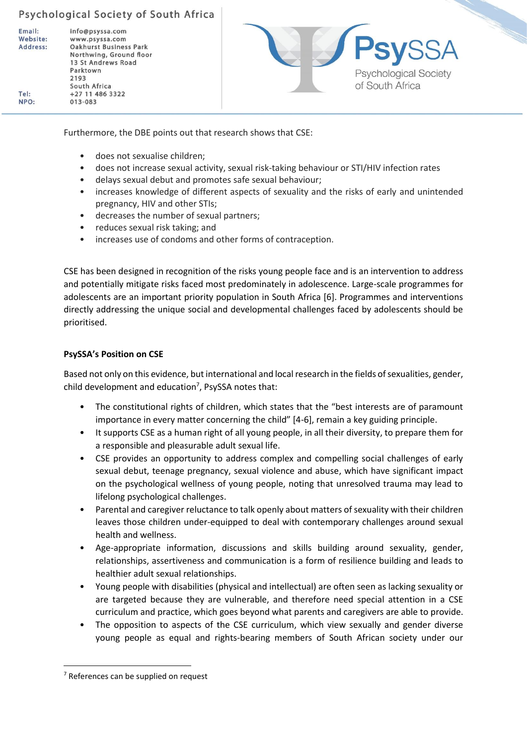Furthermore, the DBE points out that research shows that CSE:

- does not sexualise children;
- does not increase sexual activity, sexual risk-taking behaviour or STI/HIV infection rates
- delays sexual debut and promotes safe sexual behaviour;
- increases knowledge of different aspects of sexuality and the risks of early and unintended pregnancy, HIV and other STIs;
- decreases the number of sexual partners;
- reduces sexual risk taking; and
- increases use of condoms and other forms of contraception.

CSE has been designed in recognition of the risks young people face and is an intervention to address and potentially mitigate risks faced most predominately in adolescence. Large-scale programmes for adolescents are an important priority population in South Africa [6]. Programmes and interventions directly addressing the unique social and developmental challenges faced by adolescents should be prioritised.

**PsySSA's Position on CSE**

Based not only on this evidence, but international and local research in the fields of sexualities, gender, child development and education[7], PsySSA notes that:

- The constitutional rights of children, which states that the "best interests are of paramount importance in every matter concerning the child" [4-6], remain a key guiding principle.
- It supports CSE as a human right of all young people, in all their diversity, to prepare them for a responsible and pleasurable adult sexual life.
- CSE provides an opportunity to address complex and compelling social challenges of early sexual debut, teenage pregnancy, sexual violence and abuse, which have significant impact on the psychological wellness of young people, noting that unresolved trauma may lead to lifelong psychological challenges.
- Parental and caregiver reluctance to talk openly about matters of sexuality with their children leaves those children under-equipped to deal with contemporary challenges around sexual health and wellness.
- Age-appropriate information, discussions and skills building around sexuality, gender, relationships, assertiveness and communication is a form of resilience building and leads to healthier adult sexual relationships.
- Young people with disabilities (physical and intellectual) are often seen as lacking sexuality or are targeted because they are vulnerable, and therefore need special attention in a CSE curriculum and practice, which goes beyond what parents and caregivers are able to provide.
- The opposition to aspects of the CSE curriculum, which view sexually and gender diverse young people as equal and rights-bearing members of South African society under our

[7] References can be supplied on request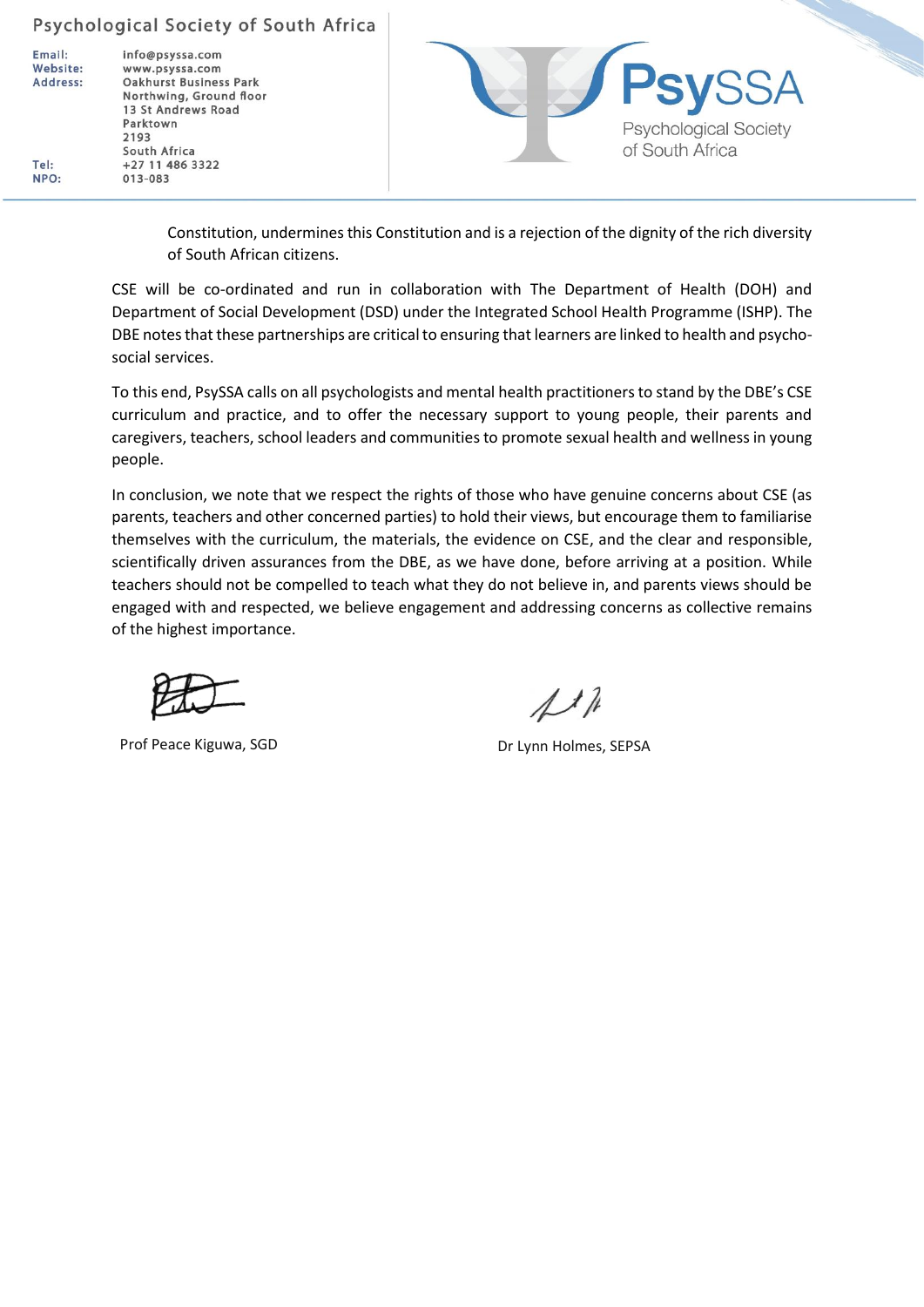Constitution, undermines this Constitution and is a rejection of the dignity of the rich diversity of South African citizens.

CSE will be co-ordinated and run in collaboration with The Department of Health (DOH) and Department of Social Development (DSD) under the Integrated School Health Programme (ISHP). The DBE notes that these partnerships are critical to ensuring that learners are linked to health and psycho-social services.

To this end, PsySSA calls on all psychologists and mental health practitioners to stand by the DBE's CSE curriculum and practice, and to offer the necessary support to young people, their parents and caregivers, teachers, school leaders and communities to promote sexual health and wellness in young people.

In conclusion, we note that we respect the rights of those who have genuine concerns about CSE (as parents, teachers and other concerned parties) to hold their views, but encourage them to familiarise themselves with the curriculum, the materials, the evidence on CSE, and the clear and responsible, scientifically driven assurances from the DBE, as we have done, before arriving at a position. While teachers should not be compelled to teach what they do not believe in, and parents views should be engaged with and respected, we believe engagement and addressing concerns as collective remains of the highest importance.

Prof Peace Kiguwa, SGD

Dr Lynn Holmes, SEPSA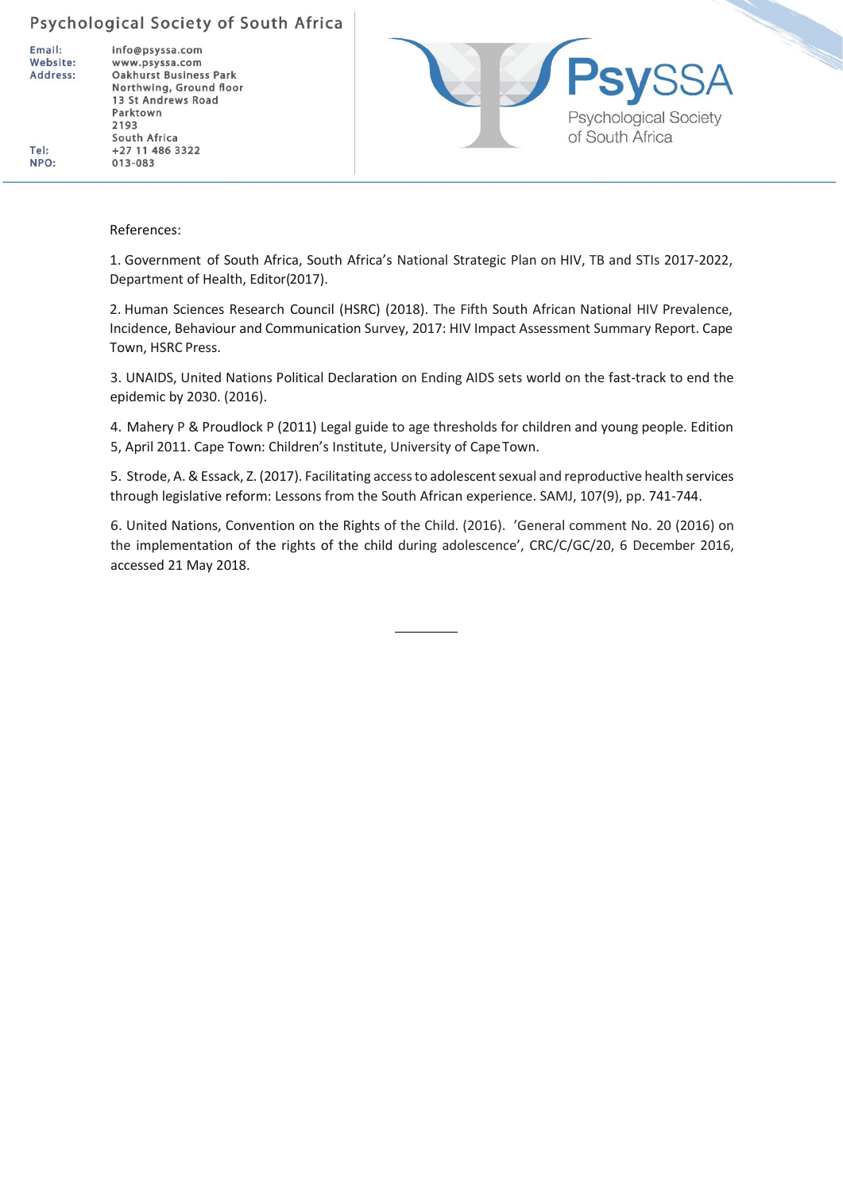References:

1. Government of South Africa, South Africa's National Strategic Plan on HIV, TB and STIs 2017-2022, Department of Health, Editor(2017).

2. Human Sciences Research Council (HSRC) (2018). The Fifth South African National HIV Prevalence, Incidence, Behaviour and Communication Survey, 2017: HIV Impact Assessment Summary Report. Cape Town, HSRC Press.

3. UNAIDS, United Nations Political Declaration on Ending AIDS sets world on the fast-track to end the epidemic by 2030. (2016).

4. Mahery P & Proudlock P (2011) Legal guide to age thresholds for children and young people. Edition 5, April 2011. Cape Town: Children's Institute, University of Cape Town.

5. Strode, A. & Essack, Z. (2017). Facilitating access to adolescent sexual and reproductive health services through legislative reform: Lessons from the South African experience. SAMJ, 107(9), pp. 741-744.

6. United Nations, Convention on the Rights of the Child. (2016). 'General comment No. 20 (2016) on the implementation of the rights of the child during adolescence', CRC/C/GC/20, 6 December 2016, accessed 21 May 2018.